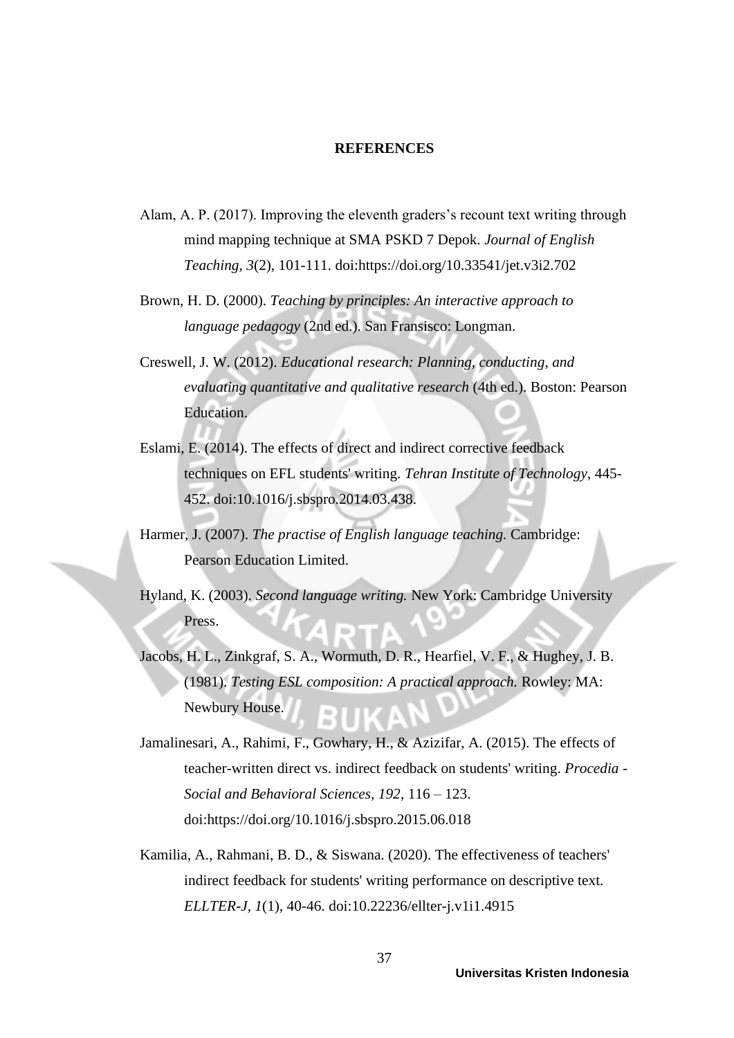# REFERENCES

Alam, A. P. (2017). Improving the eleventh graders's recount text writing through mind mapping technique at SMA PSKD 7 Depok. *Journal of English Teaching, 3*(2), 101-111. doi:https://doi.org/10.33541/jet.v3i2.702

Brown, H. D. (2000). *Teaching by principles: An interactive approach to language pedagogy* (2nd ed.). San Fransisco: Longman.

Creswell, J. W. (2012). *Educational research: Planning, conducting, and evaluating quantitative and qualitative research* (4th ed.). Boston: Pearson Education.

Eslami, E. (2014). The effects of direct and indirect corrective feedback techniques on EFL students' writing. *Tehran Institute of Technology*, 445-452. doi:10.1016/j.sbspro.2014.03.438.

Harmer, J. (2007). *The practise of English language teaching.* Cambridge: Pearson Education Limited.

Hyland, K. (2003). *Second language writing.* New York: Cambridge University Press.

Jacobs, H. L., Zinkgraf, S. A., Wormuth, D. R., Hearfiel, V. F., & Hughey, J. B. (1981). *Testing ESL composition: A practical approach.* Rowley: MA: Newbury House.

Jamalinesari, A., Rahimi, F., Gowhary, H., & Azizifar, A. (2015). The effects of teacher-written direct vs. indirect feedback on students' writing. *Procedia - Social and Behavioral Sciences, 192*, 116 – 123. doi:https://doi.org/10.1016/j.sbspro.2015.06.018

Kamilia, A., Rahmani, B. D., & Siswana. (2020). The effectiveness of teachers' indirect feedback for students' writing performance on descriptive text. *ELLTER-J, 1*(1), 40-46. doi:10.22236/ellter-j.v1i1.4915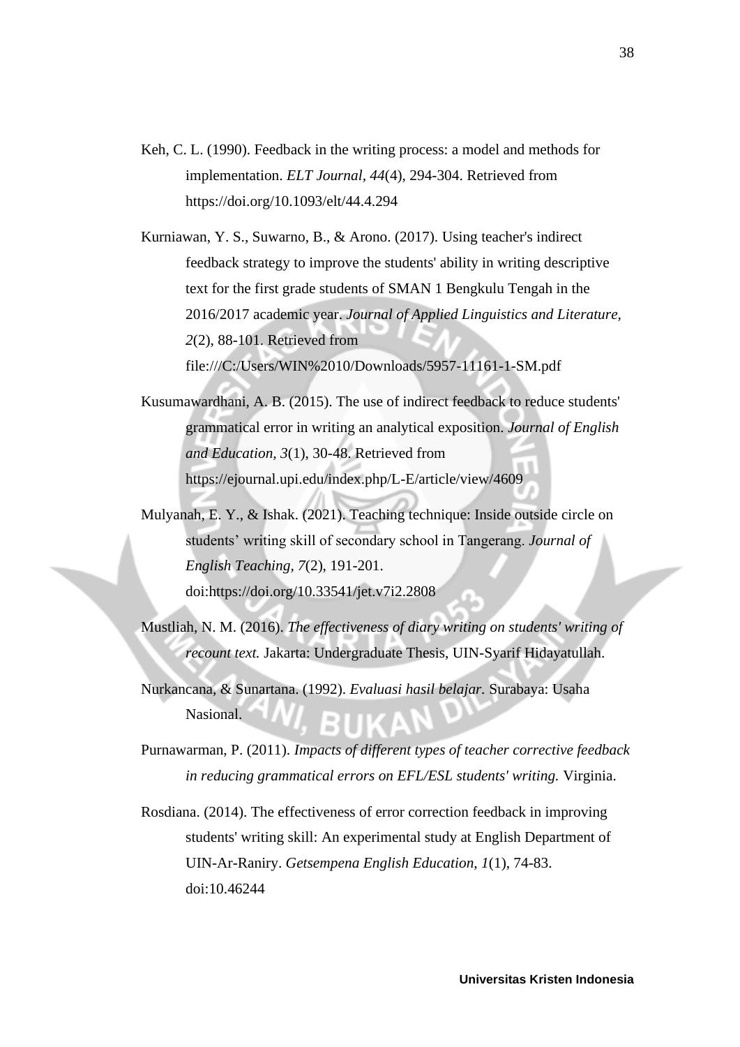Keh, C. L. (1990). Feedback in the writing process: a model and methods for implementation. *ELT Journal, 44*(4), 294-304. Retrieved from https://doi.org/10.1093/elt/44.4.294

Kurniawan, Y. S., Suwarno, B., & Arono. (2017). Using teacher's indirect feedback strategy to improve the students' ability in writing descriptive text for the first grade students of SMAN 1 Bengkulu Tengah in the 2016/2017 academic year. *Journal of Applied Linguistics and Literature, 2*(2), 88-101. Retrieved from file:///C:/Users/WIN%2010/Downloads/5957-11161-1-SM.pdf

Kusumawardhani, A. B. (2015). The use of indirect feedback to reduce students' grammatical error in writing an analytical exposition. *Journal of English and Education, 3*(1), 30-48. Retrieved from https://ejournal.upi.edu/index.php/L-E/article/view/4609

Mulyanah, E. Y., & Ishak. (2021). Teaching technique: Inside outside circle on students' writing skill of secondary school in Tangerang. *Journal of English Teaching, 7*(2), 191-201. doi:https://doi.org/10.33541/jet.v7i2.2808

Mustliah, N. M. (2016). *The effectiveness of diary writing on students' writing of recount text.* Jakarta: Undergraduate Thesis, UIN-Syarif Hidayatullah.

Nurkancana, & Sunartana. (1992). *Evaluasi hasil belajar*. Surabaya: Usaha Nasional.

Purnawarman, P. (2011). *Impacts of different types of teacher corrective feedback in reducing grammatical errors on EFL/ESL students' writing.* Virginia.

Rosdiana. (2014). The effectiveness of error correction feedback in improving students' writing skill: An experimental study at English Department of UIN-Ar-Raniry. *Getsempena English Education, 1*(1), 74-83. doi:10.46244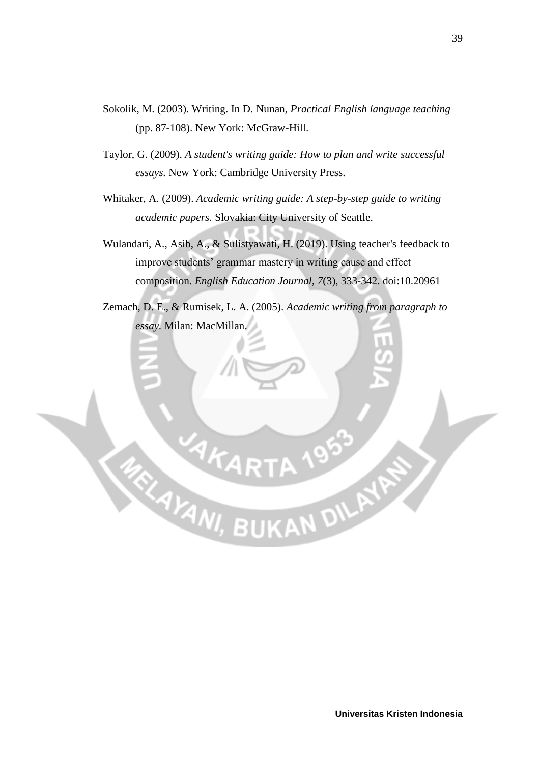Sokolik, M. (2003). Writing. In D. Nunan, *Practical English language teaching* (pp. 87-108). New York: McGraw-Hill.

Taylor, G. (2009). *A student's writing guide: How to plan and write successful essays.* New York: Cambridge University Press.

Whitaker, A. (2009). *Academic writing guide: A step-by-step guide to writing academic papers.* Slovakia: City University of Seattle.

Wulandari, A., Asib, A., & Sulistyawati, H. (2019). Using teacher's feedback to improve students' grammar mastery in writing cause and effect composition. *English Education Journal, 7*(3), 333-342. doi:10.20961

Zemach, D. E., & Rumisek, L. A. (2005). *Academic writing from paragraph to essay.* Milan: MacMillan.